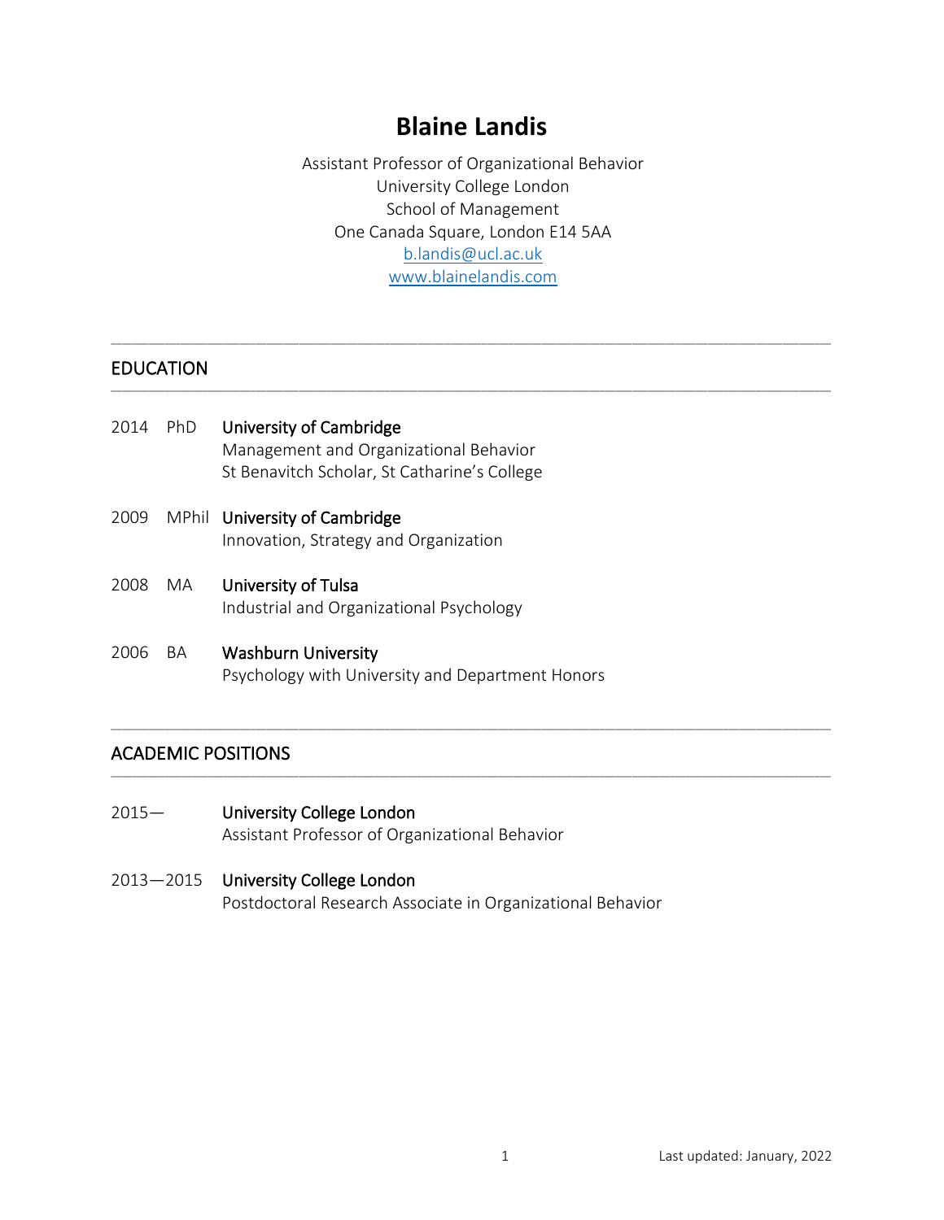# Blaine Landis

Assistant Professor of Organizational Behavior
University College London
School of Management
One Canada Square, London E14 5AA
b.landis@ucl.ac.uk
www.blainelandis.com

## EDUCATION

2014 PhD **University of Cambridge**
Management and Organizational Behavior
St Benavitch Scholar, St Catharine's College

2009 MPhil **University of Cambridge**
Innovation, Strategy and Organization

2008 MA **University of Tulsa**
Industrial and Organizational Psychology

2006 BA **Washburn University**
Psychology with University and Department Honors

## ACADEMIC POSITIONS

2015— **University College London**
Assistant Professor of Organizational Behavior

2013—2015 **University College London**
Postdoctoral Research Associate in Organizational Behavior

Last updated: January, 2022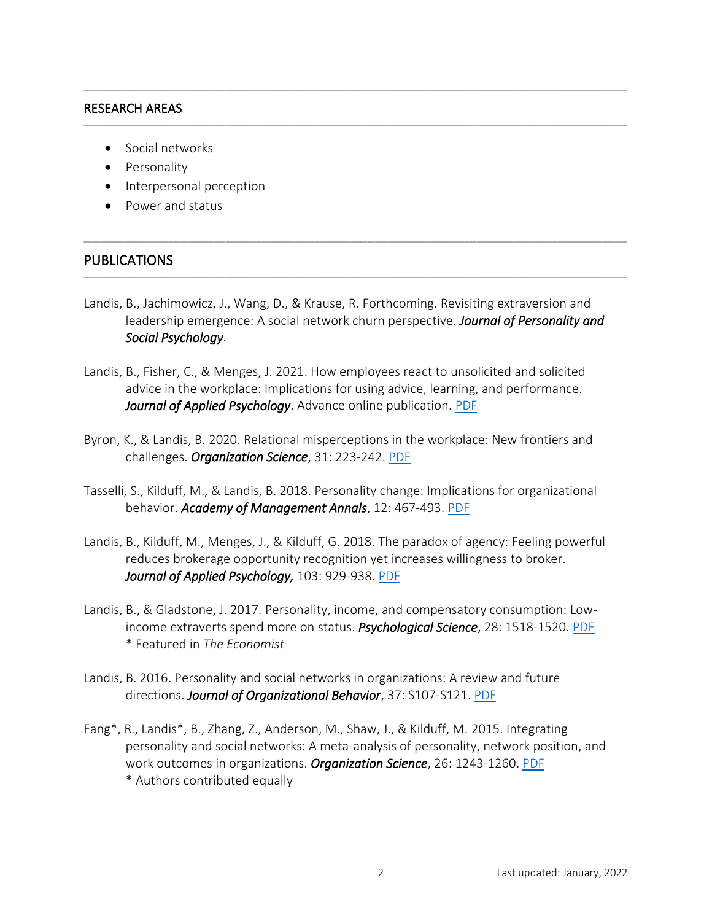## RESEARCH AREAS

- Social networks
- Personality
- Interpersonal perception
- Power and status

## PUBLICATIONS

Landis, B., Jachimowicz, J., Wang, D., & Krause, R. Forthcoming. Revisiting extraversion and leadership emergence: A social network churn perspective. ***Journal of Personality and Social Psychology***.

Landis, B., Fisher, C., & Menges, J. 2021. How employees react to unsolicited and solicited advice in the workplace: Implications for using advice, learning, and performance. ***Journal of Applied Psychology***. Advance online publication. PDF

Byron, K., & Landis, B. 2020. Relational misperceptions in the workplace: New frontiers and challenges. ***Organization Science***, 31: 223-242. PDF

Tasselli, S., Kilduff, M., & Landis, B. 2018. Personality change: Implications for organizational behavior. ***Academy of Management Annals***, 12: 467-493. PDF

Landis, B., Kilduff, M., Menges, J., & Kilduff, G. 2018. The paradox of agency: Feeling powerful reduces brokerage opportunity recognition yet increases willingness to broker. ***Journal of Applied Psychology,*** 103: 929-938. PDF

Landis, B., & Gladstone, J. 2017. Personality, income, and compensatory consumption: Low-income extraverts spend more on status. ***Psychological Science***, 28: 1518-1520. PDF
\* Featured in *The Economist*

Landis, B. 2016. Personality and social networks in organizations: A review and future directions. ***Journal of Organizational Behavior***, 37: S107-S121. PDF

Fang*, R., Landis*, B., Zhang, Z., Anderson, M., Shaw, J., & Kilduff, M. 2015. Integrating personality and social networks: A meta-analysis of personality, network position, and work outcomes in organizations. ***Organization Science***, 26: 1243-1260. PDF
\* Authors contributed equally

Last updated: January, 2022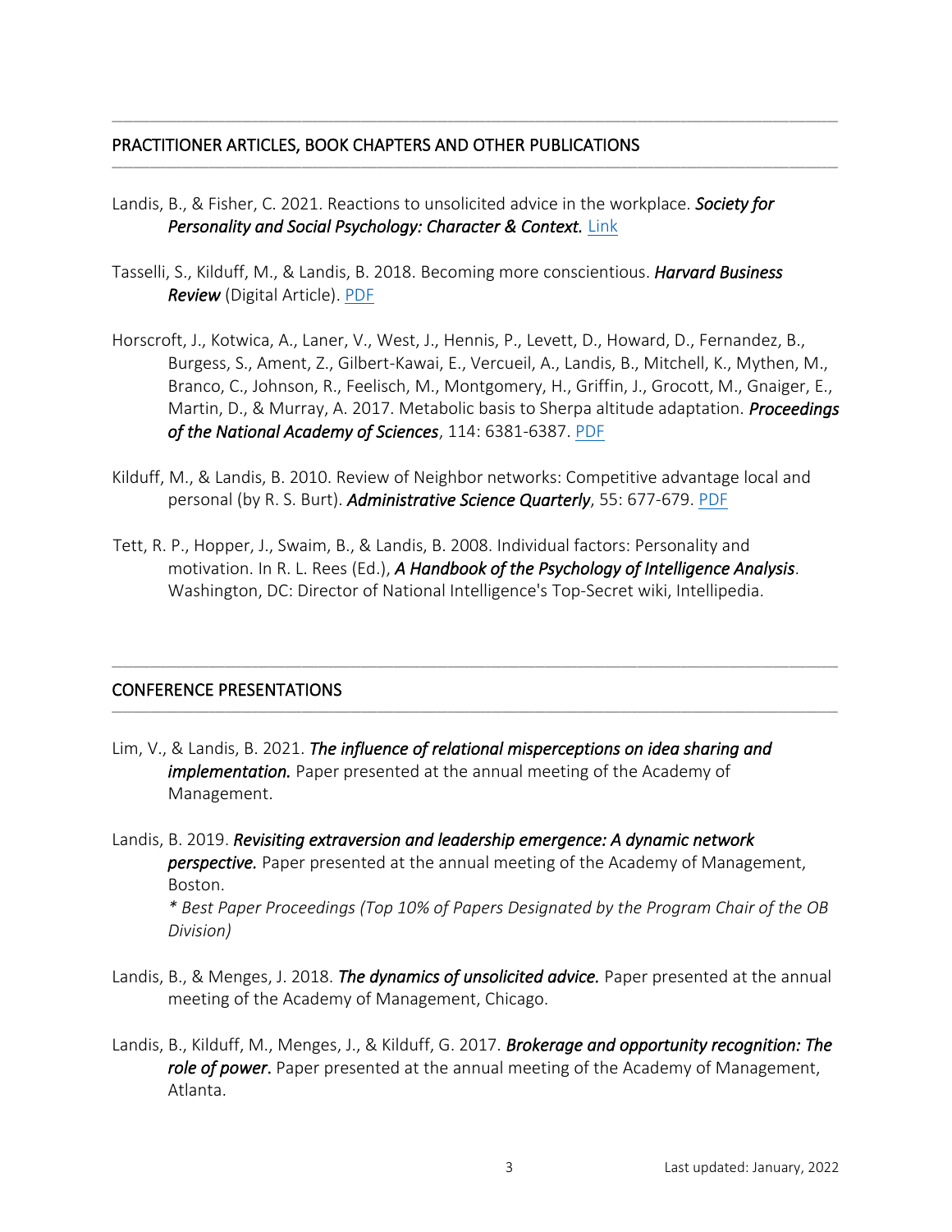## PRACTITIONER ARTICLES, BOOK CHAPTERS AND OTHER PUBLICATIONS

Landis, B., & Fisher, C. 2021. Reactions to unsolicited advice in the workplace. ***Society for Personality and Social Psychology: Character & Context.*** Link

Tasselli, S., Kilduff, M., & Landis, B. 2018. Becoming more conscientious. ***Harvard Business Review*** (Digital Article). PDF

Horscroft, J., Kotwica, A., Laner, V., West, J., Hennis, P., Levett, D., Howard, D., Fernandez, B., Burgess, S., Ament, Z., Gilbert-Kawai, E., Vercueil, A., Landis, B., Mitchell, K., Mythen, M., Branco, C., Johnson, R., Feelisch, M., Montgomery, H., Griffin, J., Grocott, M., Gnaiger, E., Martin, D., & Murray, A. 2017. Metabolic basis to Sherpa altitude adaptation. ***Proceedings of the National Academy of Sciences***, 114: 6381-6387. PDF

Kilduff, M., & Landis, B. 2010. Review of Neighbor networks: Competitive advantage local and personal (by R. S. Burt). ***Administrative Science Quarterly***, 55: 677-679. PDF

Tett, R. P., Hopper, J., Swaim, B., & Landis, B. 2008. Individual factors: Personality and motivation. In R. L. Rees (Ed.), ***A Handbook of the Psychology of Intelligence Analysis***. Washington, DC: Director of National Intelligence's Top-Secret wiki, Intellipedia.

## CONFERENCE PRESENTATIONS

Lim, V., & Landis, B. 2021. ***The influence of relational misperceptions on idea sharing and implementation.*** Paper presented at the annual meeting of the Academy of Management.

Landis, B. 2019. ***Revisiting extraversion and leadership emergence: A dynamic network perspective.*** Paper presented at the annual meeting of the Academy of Management, Boston.
*\* Best Paper Proceedings (Top 10% of Papers Designated by the Program Chair of the OB Division)*

Landis, B., & Menges, J. 2018. ***The dynamics of unsolicited advice.*** Paper presented at the annual meeting of the Academy of Management, Chicago.

Landis, B., Kilduff, M., Menges, J., & Kilduff, G. 2017. ***Brokerage and opportunity recognition: The role of power.*** Paper presented at the annual meeting of the Academy of Management, Atlanta.

Last updated: January, 2022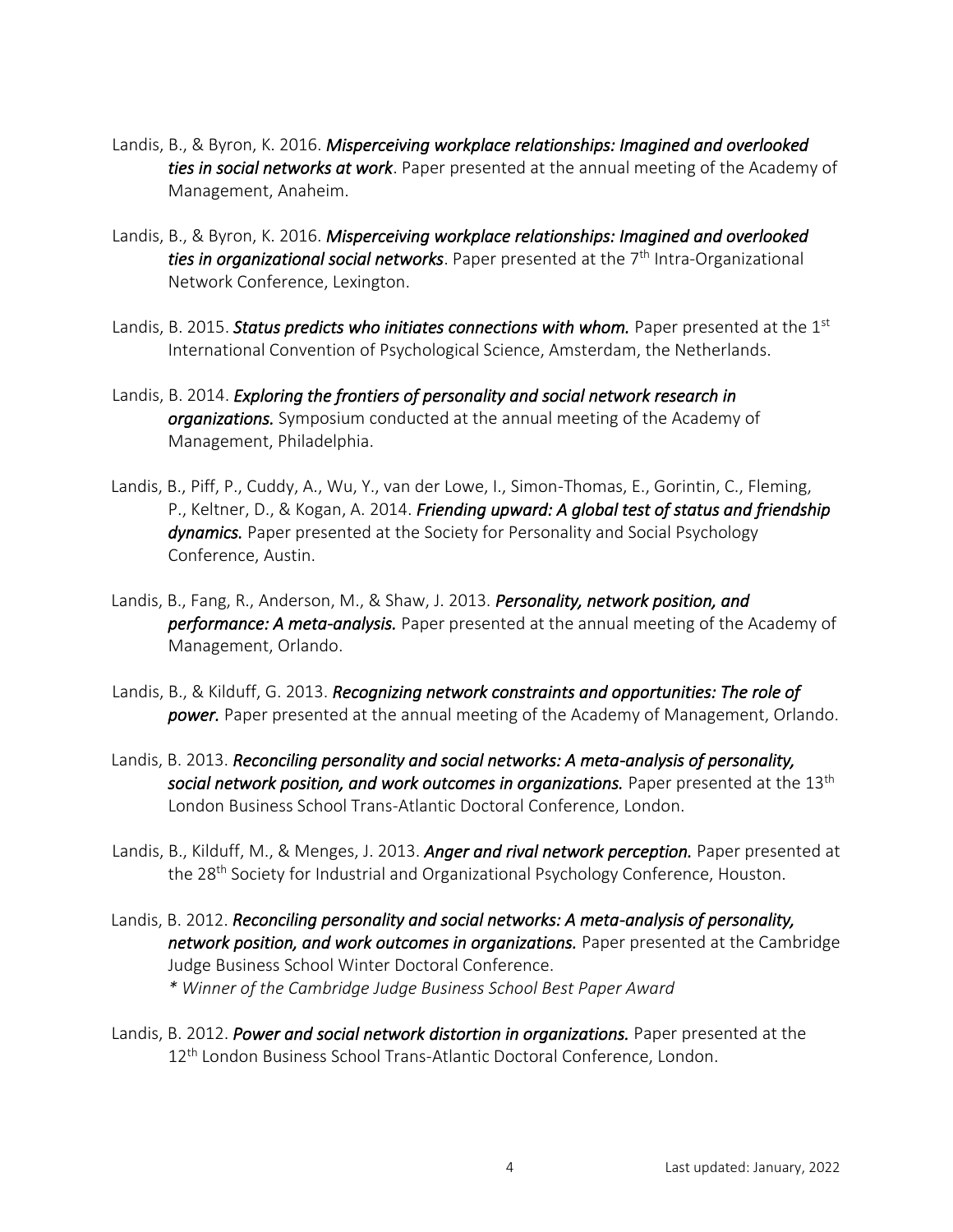Landis, B., & Byron, K. 2016. ***Misperceiving workplace relationships: Imagined and overlooked ties in social networks at work***. Paper presented at the annual meeting of the Academy of Management, Anaheim.

Landis, B., & Byron, K. 2016. ***Misperceiving workplace relationships: Imagined and overlooked ties in organizational social networks***. Paper presented at the 7th Intra-Organizational Network Conference, Lexington.

Landis, B. 2015. ***Status predicts who initiates connections with whom.*** Paper presented at the 1st International Convention of Psychological Science, Amsterdam, the Netherlands.

Landis, B. 2014. ***Exploring the frontiers of personality and social network research in organizations.*** Symposium conducted at the annual meeting of the Academy of Management, Philadelphia.

Landis, B., Piff, P., Cuddy, A., Wu, Y., van der Lowe, I., Simon-Thomas, E., Gorintin, C., Fleming, P., Keltner, D., & Kogan, A. 2014. ***Friending upward: A global test of status and friendship dynamics.*** Paper presented at the Society for Personality and Social Psychology Conference, Austin.

Landis, B., Fang, R., Anderson, M., & Shaw, J. 2013. ***Personality, network position, and performance: A meta-analysis.*** Paper presented at the annual meeting of the Academy of Management, Orlando.

Landis, B., & Kilduff, G. 2013. ***Recognizing network constraints and opportunities: The role of power.*** Paper presented at the annual meeting of the Academy of Management, Orlando.

Landis, B. 2013. ***Reconciling personality and social networks: A meta-analysis of personality, social network position, and work outcomes in organizations.*** Paper presented at the 13th London Business School Trans-Atlantic Doctoral Conference, London.

Landis, B., Kilduff, M., & Menges, J. 2013. ***Anger and rival network perception.*** Paper presented at the 28th Society for Industrial and Organizational Psychology Conference, Houston.

Landis, B. 2012. ***Reconciling personality and social networks: A meta-analysis of personality, network position, and work outcomes in organizations.*** Paper presented at the Cambridge Judge Business School Winter Doctoral Conference.
*\* Winner of the Cambridge Judge Business School Best Paper Award*

Landis, B. 2012. ***Power and social network distortion in organizations.*** Paper presented at the 12th London Business School Trans-Atlantic Doctoral Conference, London.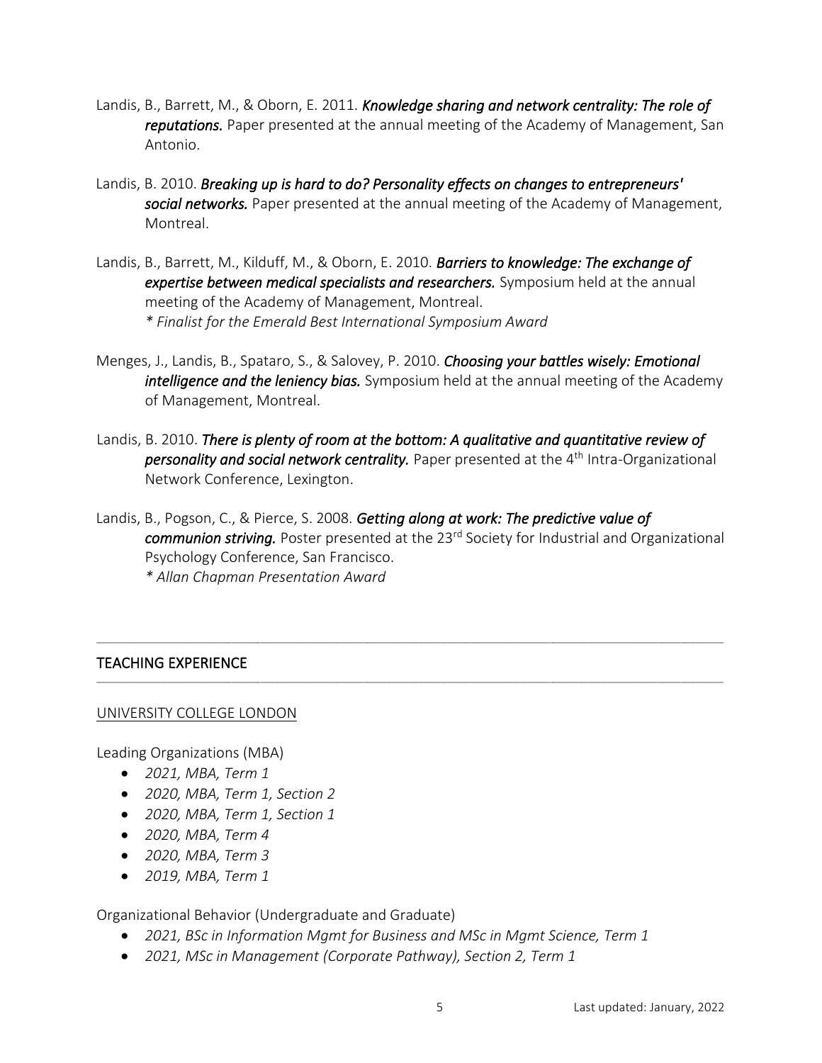Landis, B., Barrett, M., & Oborn, E. 2011. ***Knowledge sharing and network centrality: The role of reputations.*** Paper presented at the annual meeting of the Academy of Management, San Antonio.

Landis, B. 2010. ***Breaking up is hard to do? Personality effects on changes to entrepreneurs' social networks.*** Paper presented at the annual meeting of the Academy of Management, Montreal.

Landis, B., Barrett, M., Kilduff, M., & Oborn, E. 2010. ***Barriers to knowledge: The exchange of expertise between medical specialists and researchers.*** Symposium held at the annual meeting of the Academy of Management, Montreal.
*\* Finalist for the Emerald Best International Symposium Award*

Menges, J., Landis, B., Spataro, S., & Salovey, P. 2010. ***Choosing your battles wisely: Emotional intelligence and the leniency bias.*** Symposium held at the annual meeting of the Academy of Management, Montreal.

Landis, B. 2010. ***There is plenty of room at the bottom: A qualitative and quantitative review of personality and social network centrality.*** Paper presented at the 4th Intra-Organizational Network Conference, Lexington.

Landis, B., Pogson, C., & Pierce, S. 2008. ***Getting along at work: The predictive value of communion striving.*** Poster presented at the 23rd Society for Industrial and Organizational Psychology Conference, San Francisco.
*\* Allan Chapman Presentation Award*

---

## TEACHING EXPERIENCE

---

UNIVERSITY COLLEGE LONDON

Leading Organizations (MBA)

- *2021, MBA, Term 1*
- *2020, MBA, Term 1, Section 2*
- *2020, MBA, Term 1, Section 1*
- *2020, MBA, Term 4*
- *2020, MBA, Term 3*
- *2019, MBA, Term 1*

Organizational Behavior (Undergraduate and Graduate)

- *2021, BSc in Information Mgmt for Business and MSc in Mgmt Science, Term 1*
- *2021, MSc in Management (Corporate Pathway), Section 2, Term 1*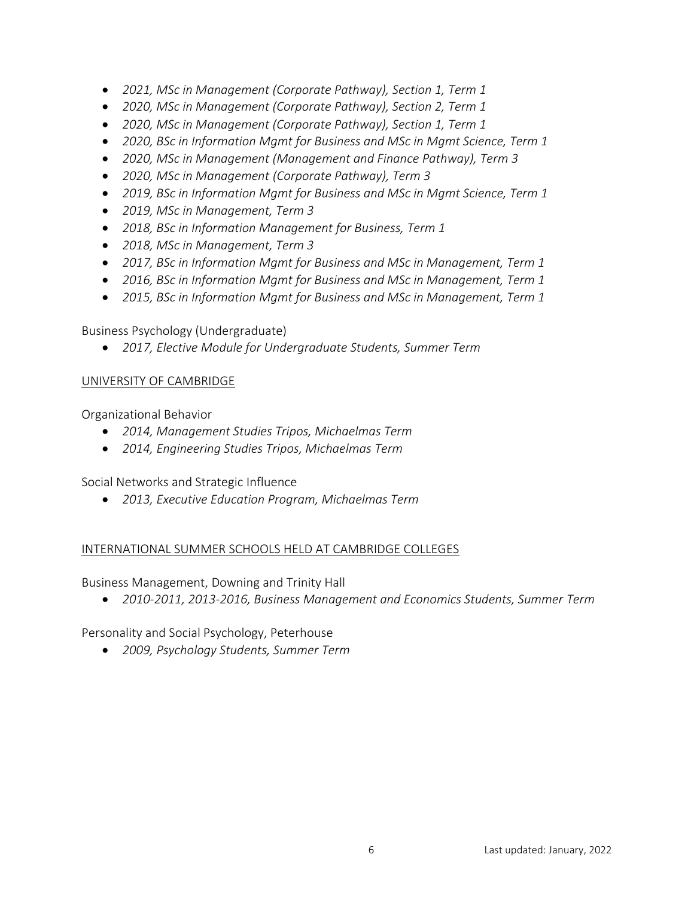- *2021, MSc in Management (Corporate Pathway), Section 1, Term 1*
- *2020, MSc in Management (Corporate Pathway), Section 2, Term 1*
- *2020, MSc in Management (Corporate Pathway), Section 1, Term 1*
- *2020, BSc in Information Mgmt for Business and MSc in Mgmt Science, Term 1*
- *2020, MSc in Management (Management and Finance Pathway), Term 3*
- *2020, MSc in Management (Corporate Pathway), Term 3*
- *2019, BSc in Information Mgmt for Business and MSc in Mgmt Science, Term 1*
- *2019, MSc in Management, Term 3*
- *2018, BSc in Information Management for Business, Term 1*
- *2018, MSc in Management, Term 3*
- *2017, BSc in Information Mgmt for Business and MSc in Management, Term 1*
- *2016, BSc in Information Mgmt for Business and MSc in Management, Term 1*
- *2015, BSc in Information Mgmt for Business and MSc in Management, Term 1*

Business Psychology (Undergraduate)

- *2017, Elective Module for Undergraduate Students, Summer Term*

<u>UNIVERSITY OF CAMBRIDGE</u>

Organizational Behavior

- *2014, Management Studies Tripos, Michaelmas Term*
- *2014, Engineering Studies Tripos, Michaelmas Term*

Social Networks and Strategic Influence

- *2013, Executive Education Program, Michaelmas Term*

<u>INTERNATIONAL SUMMER SCHOOLS HELD AT CAMBRIDGE COLLEGES</u>

Business Management, Downing and Trinity Hall

- *2010-2011, 2013-2016, Business Management and Economics Students, Summer Term*

Personality and Social Psychology, Peterhouse

- *2009, Psychology Students, Summer Term*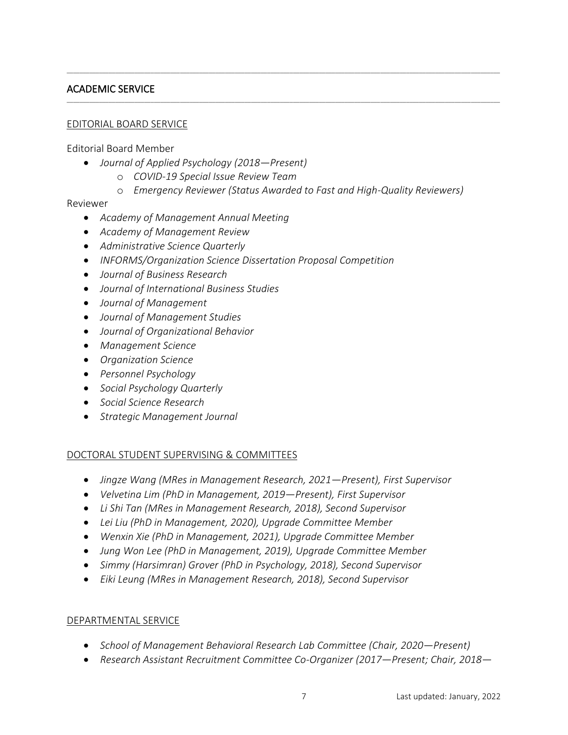## ACADEMIC SERVICE

### EDITORIAL BOARD SERVICE

Editorial Board Member

- *Journal of Applied Psychology (2018—Present)*
    - *COVID-19 Special Issue Review Team*
    - *Emergency Reviewer (Status Awarded to Fast and High-Quality Reviewers)*

Reviewer

- *Academy of Management Annual Meeting*
- *Academy of Management Review*
- *Administrative Science Quarterly*
- *INFORMS/Organization Science Dissertation Proposal Competition*
- *Journal of Business Research*
- *Journal of International Business Studies*
- *Journal of Management*
- *Journal of Management Studies*
- *Journal of Organizational Behavior*
- *Management Science*
- *Organization Science*
- *Personnel Psychology*
- *Social Psychology Quarterly*
- *Social Science Research*
- *Strategic Management Journal*

### DOCTORAL STUDENT SUPERVISING & COMMITTEES

- *Jingze Wang (MRes in Management Research, 2021—Present), First Supervisor*
- *Velvetina Lim (PhD in Management, 2019—Present), First Supervisor*
- *Li Shi Tan (MRes in Management Research, 2018), Second Supervisor*
- *Lei Liu (PhD in Management, 2020), Upgrade Committee Member*
- *Wenxin Xie (PhD in Management, 2021), Upgrade Committee Member*
- *Jung Won Lee (PhD in Management, 2019), Upgrade Committee Member*
- *Simmy (Harsimran) Grover (PhD in Psychology, 2018), Second Supervisor*
- *Eiki Leung (MRes in Management Research, 2018), Second Supervisor*

### DEPARTMENTAL SERVICE

- *School of Management Behavioral Research Lab Committee (Chair, 2020—Present)*
- *Research Assistant Recruitment Committee Co-Organizer (2017—Present; Chair, 2018—*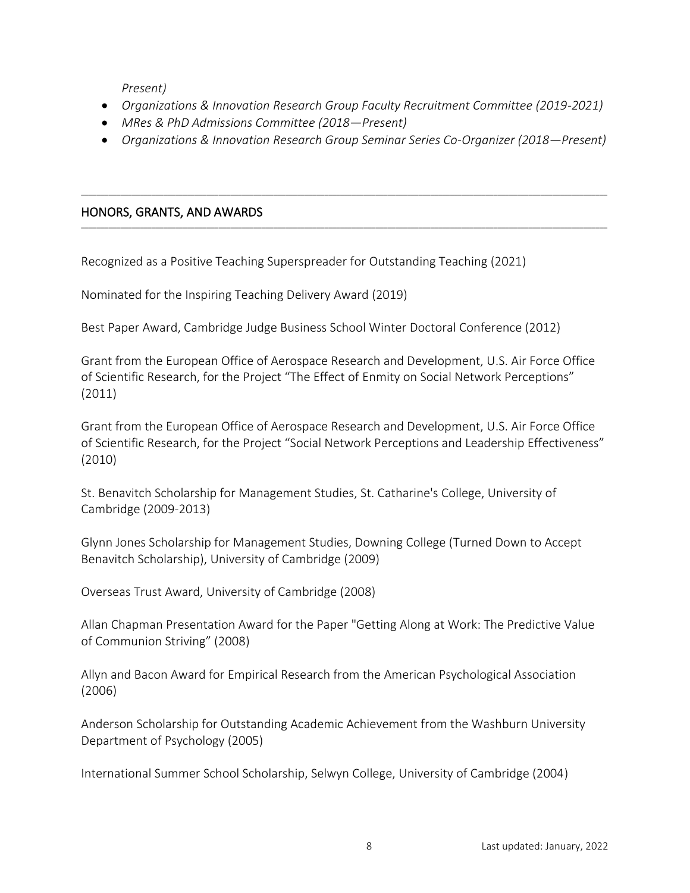*Present)*

- *Organizations & Innovation Research Group Faculty Recruitment Committee (2019-2021)*
- *MRes & PhD Admissions Committee (2018—Present)*
- *Organizations & Innovation Research Group Seminar Series Co-Organizer (2018—Present)*

## HONORS, GRANTS, AND AWARDS

Recognized as a Positive Teaching Superspreader for Outstanding Teaching (2021)

Nominated for the Inspiring Teaching Delivery Award (2019)

Best Paper Award, Cambridge Judge Business School Winter Doctoral Conference (2012)

Grant from the European Office of Aerospace Research and Development, U.S. Air Force Office of Scientific Research, for the Project "The Effect of Enmity on Social Network Perceptions" (2011)

Grant from the European Office of Aerospace Research and Development, U.S. Air Force Office of Scientific Research, for the Project "Social Network Perceptions and Leadership Effectiveness" (2010)

St. Benavitch Scholarship for Management Studies, St. Catharine's College, University of Cambridge (2009-2013)

Glynn Jones Scholarship for Management Studies, Downing College (Turned Down to Accept Benavitch Scholarship), University of Cambridge (2009)

Overseas Trust Award, University of Cambridge (2008)

Allan Chapman Presentation Award for the Paper "Getting Along at Work: The Predictive Value of Communion Striving" (2008)

Allyn and Bacon Award for Empirical Research from the American Psychological Association (2006)

Anderson Scholarship for Outstanding Academic Achievement from the Washburn University Department of Psychology (2005)

International Summer School Scholarship, Selwyn College, University of Cambridge (2004)